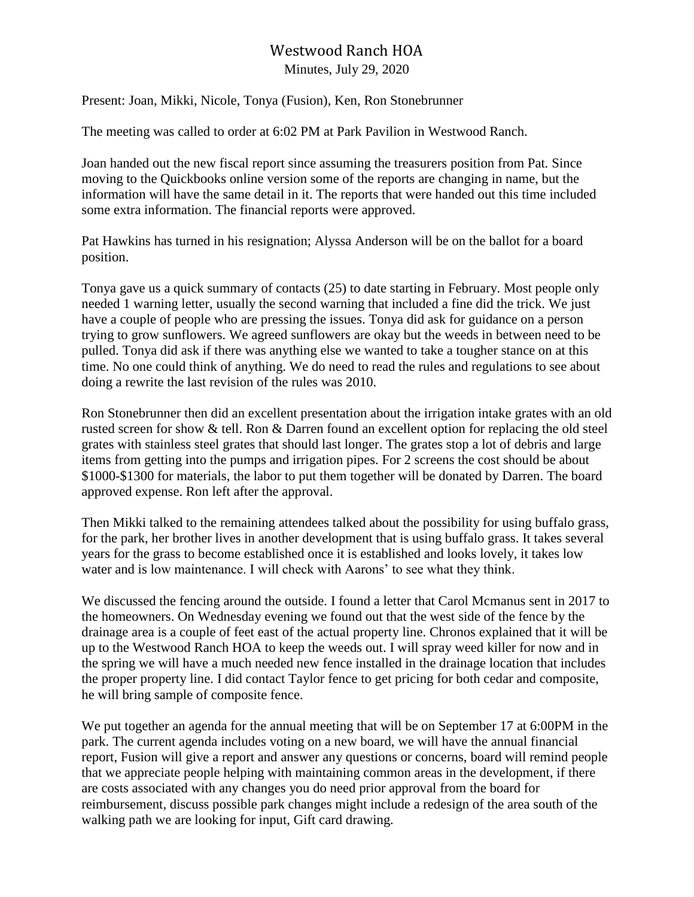# Westwood Ranch HOA

Minutes, July 29, 2020

Present: Joan, Mikki, Nicole, Tonya (Fusion), Ken, Ron Stonebrunner

The meeting was called to order at 6:02 PM at Park Pavilion in Westwood Ranch.

Joan handed out the new fiscal report since assuming the treasurers position from Pat. Since moving to the Quickbooks online version some of the reports are changing in name, but the information will have the same detail in it. The reports that were handed out this time included some extra information. The financial reports were approved.

Pat Hawkins has turned in his resignation; Alyssa Anderson will be on the ballot for a board position.

Tonya gave us a quick summary of contacts (25) to date starting in February. Most people only needed 1 warning letter, usually the second warning that included a fine did the trick. We just have a couple of people who are pressing the issues. Tonya did ask for guidance on a person trying to grow sunflowers. We agreed sunflowers are okay but the weeds in between need to be pulled. Tonya did ask if there was anything else we wanted to take a tougher stance on at this time. No one could think of anything. We do need to read the rules and regulations to see about doing a rewrite the last revision of the rules was 2010.

Ron Stonebrunner then did an excellent presentation about the irrigation intake grates with an old rusted screen for show & tell. Ron & Darren found an excellent option for replacing the old steel grates with stainless steel grates that should last longer. The grates stop a lot of debris and large items from getting into the pumps and irrigation pipes. For 2 screens the cost should be about $1000-$1300 for materials, the labor to put them together will be donated by Darren. The board approved expense. Ron left after the approval.

Then Mikki talked to the remaining attendees talked about the possibility for using buffalo grass, for the park, her brother lives in another development that is using buffalo grass. It takes several years for the grass to become established once it is established and looks lovely, it takes low water and is low maintenance. I will check with Aarons' to see what they think.

We discussed the fencing around the outside. I found a letter that Carol Mcmanus sent in 2017 to the homeowners. On Wednesday evening we found out that the west side of the fence by the drainage area is a couple of feet east of the actual property line. Chronos explained that it will be up to the Westwood Ranch HOA to keep the weeds out. I will spray weed killer for now and in the spring we will have a much needed new fence installed in the drainage location that includes the proper property line. I did contact Taylor fence to get pricing for both cedar and composite, he will bring sample of composite fence.

We put together an agenda for the annual meeting that will be on September 17 at 6:00PM in the park. The current agenda includes voting on a new board, we will have the annual financial report, Fusion will give a report and answer any questions or concerns, board will remind people that we appreciate people helping with maintaining common areas in the development, if there are costs associated with any changes you do need prior approval from the board for reimbursement, discuss possible park changes might include a redesign of the area south of the walking path we are looking for input, Gift card drawing.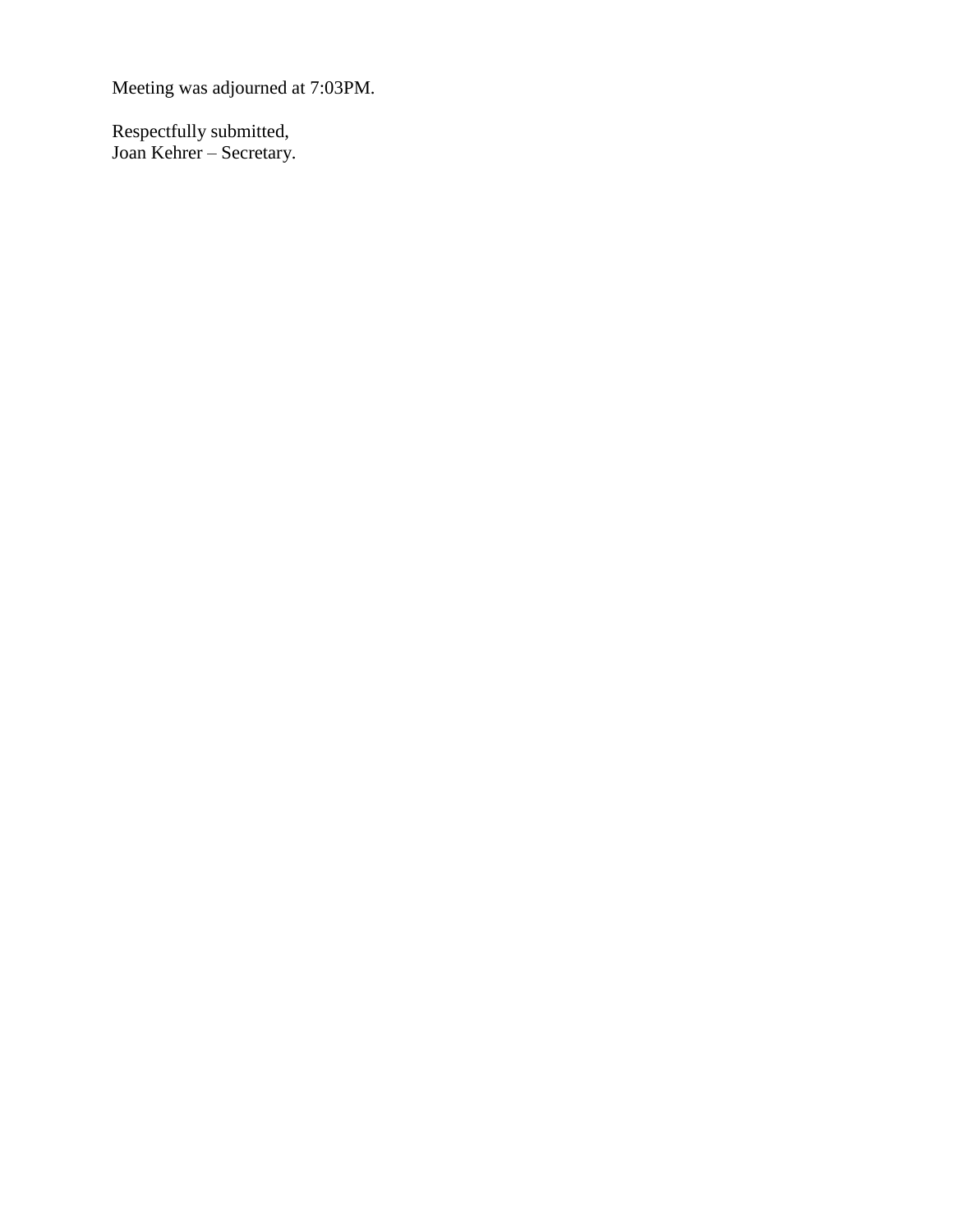Meeting was adjourned at 7:03PM.

Respectfully submitted,
Joan Kehrer – Secretary.